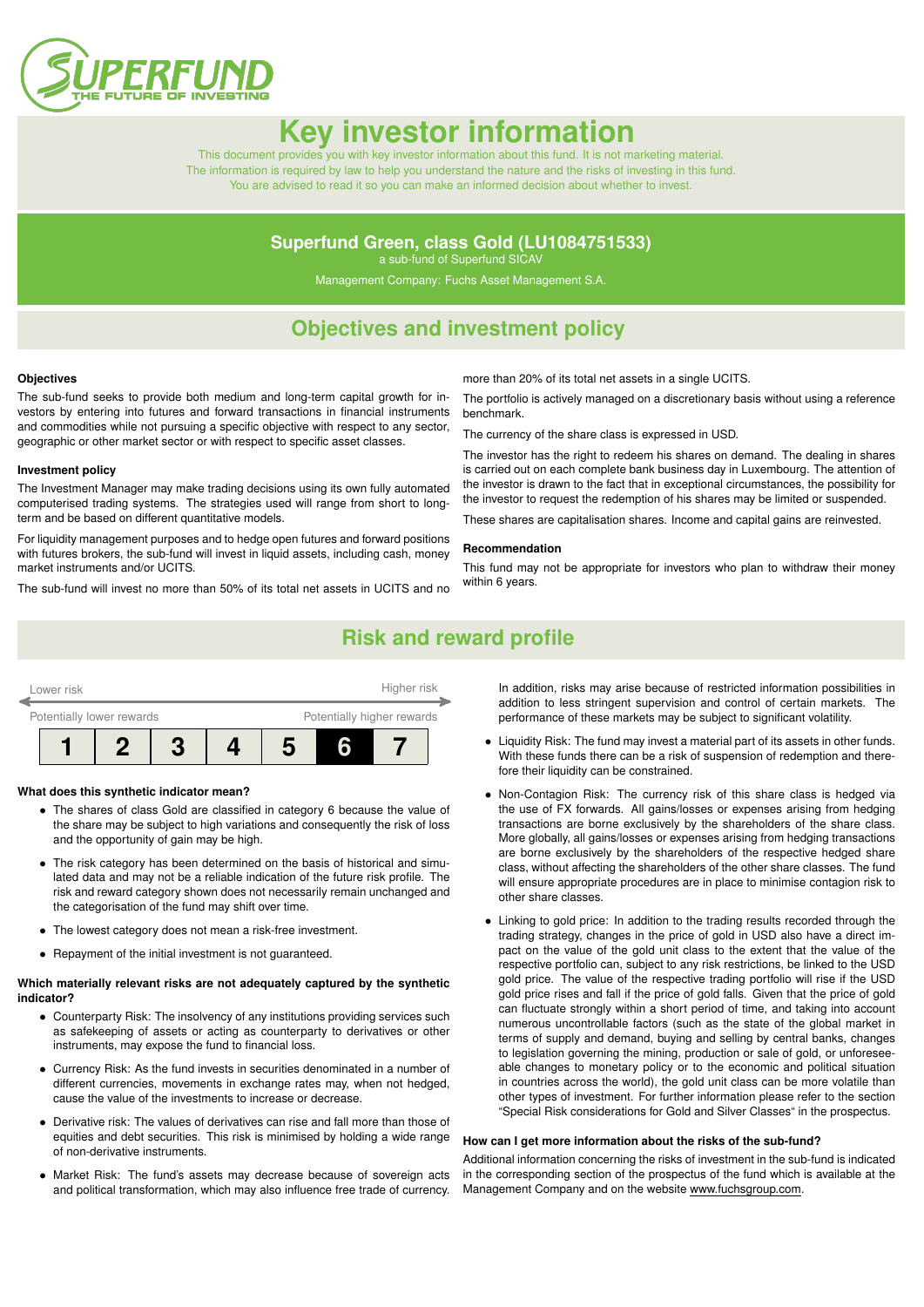# Key investor information

This document provides you with key investor information about this fund. It is not marketing material. The information is required by law to help you understand the nature and the risks of investing in this fund. You are advised to read it so you can make an informed decision about whether to invest.

## Superfund Green, class Gold (LU1084751533)

a sub-fund of Superfund SICAV

Management Company: Fuchs Asset Management S.A.

## Objectives and investment policy

**Objectives**

The sub-fund seeks to provide both medium and long-term capital growth for investors by entering into futures and forward transactions in financial instruments and commodities while not pursuing a specific objective with respect to any sector, geographic or other market sector or with respect to specific asset classes.

**Investment policy**

The Investment Manager may make trading decisions using its own fully automated computerised trading systems. The strategies used will range from short to long-term and be based on different quantitative models.

For liquidity management purposes and to hedge open futures and forward positions with futures brokers, the sub-fund will invest in liquid assets, including cash, money market instruments and/or UCITS.

The sub-fund will invest no more than 50% of its total net assets in UCITS and no more than 20% of its total net assets in a single UCITS.

The portfolio is actively managed on a discretionary basis without using a reference benchmark.

The currency of the share class is expressed in USD.

The investor has the right to redeem his shares on demand. The dealing in shares is carried out on each complete bank business day in Luxembourg. The attention of the investor is drawn to the fact that in exceptional circumstances, the possibility for the investor to request the redemption of his shares may be limited or suspended.

These shares are capitalisation shares. Income and capital gains are reinvested.

**Recommendation**

This fund may not be appropriate for investors who plan to withdraw their money within 6 years.

## Risk and reward profile

Lower risk — Higher risk

Potentially lower rewards — Potentially higher rewards

| 1 | 2 | 3 | 4 | 5 | **6** | 7 |
|---|---|---|---|---|---|---|

**What does this synthetic indicator mean?**

- The shares of class Gold are classified in category 6 because the value of the share may be subject to high variations and consequently the risk of loss and the opportunity of gain may be high.
- The risk category has been determined on the basis of historical and simulated data and may not be a reliable indication of the future risk profile. The risk and reward category shown does not necessarily remain unchanged and the categorisation of the fund may shift over time.
- The lowest category does not mean a risk-free investment.
- Repayment of the initial investment is not guaranteed.

**Which materially relevant risks are not adequately captured by the synthetic indicator?**

- Counterparty Risk: The insolvency of any institutions providing services such as safekeeping of assets or acting as counterparty to derivatives or other instruments, may expose the fund to financial loss.
- Currency Risk: As the fund invests in securities denominated in a number of different currencies, movements in exchange rates may, when not hedged, cause the value of the investments to increase or decrease.
- Derivative risk: The values of derivatives can rise and fall more than those of equities and debt securities. This risk is minimised by holding a wide range of non-derivative instruments.
- Market Risk: The fund's assets may decrease because of sovereign acts and political transformation, which may also influence free trade of currency. In addition, risks may arise because of restricted information possibilities in addition to less stringent supervision and control of certain markets. The performance of these markets may be subject to significant volatility.
- Liquidity Risk: The fund may invest a material part of its assets in other funds. With these funds there can be a risk of suspension of redemption and therefore their liquidity can be constrained.
- Non-Contagion Risk: The currency risk of this share class is hedged via the use of FX forwards. All gains/losses or expenses arising from hedging transactions are borne exclusively by the shareholders of the share class. More globally, all gains/losses or expenses arising from hedging transactions are borne exclusively by the shareholders of the respective hedged share class, without affecting the shareholders of the other share classes. The fund will ensure appropriate procedures are in place to minimise contagion risk to other share classes.
- Linking to gold price: In addition to the trading results recorded through the trading strategy, changes in the price of gold in USD also have a direct impact on the value of the gold unit class to the extent that the value of the respective portfolio can, subject to any risk restrictions, be linked to the USD gold price. The value of the respective trading portfolio will rise if the USD gold price rises and fall if the price of gold falls. Given that the price of gold can fluctuate strongly within a short period of time, and taking into account numerous uncontrollable factors (such as the state of the global market in terms of supply and demand, buying and selling by central banks, changes to legislation governing the mining, production or sale of gold, or unforeseeable changes to monetary policy or to the economic and political situation in countries across the world), the gold unit class can be more volatile than other types of investment. For further information please refer to the section "Special Risk considerations for Gold and Silver Classes" in the prospectus.

**How can I get more information about the risks of the sub-fund?**

Additional information concerning the risks of investment in the sub-fund is indicated in the corresponding section of the prospectus of the fund which is available at the Management Company and on the website www.fuchsgroup.com.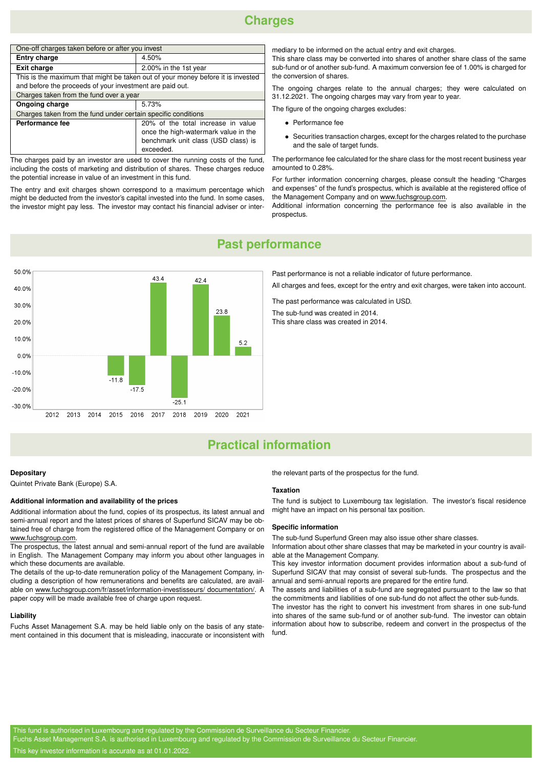## Charges

| One-off charges taken before or after you invest | |
|---|---|
| **Entry charge** | 4.50% |
| **Exit charge** | 2.00% in the 1st year |
| This is the maximum that might be taken out of your money before it is invested and before the proceeds of your investment are paid out. | |
| Charges taken from the fund over a year | |
| **Ongoing charge** | 5.73% |
| Charges taken from the fund under certain specific conditions | |
| **Performance fee** | 20% of the total increase in value once the high-watermark value in the benchmark unit class (USD class) is exceeded. |

The charges paid by an investor are used to cover the running costs of the fund, including the costs of marketing and distribution of shares. These charges reduce the potential increase in value of an investment in this fund.

The entry and exit charges shown correspond to a maximum percentage which might be deducted from the investor's capital invested into the fund. In some cases, the investor might pay less. The investor may contact his financial adviser or intermediary to be informed on the actual entry and exit charges.

This share class may be converted into shares of another share class of the same sub-fund or of another sub-fund. A maximum conversion fee of 1.00% is charged for the conversion of shares.

The ongoing charges relate to the annual charges; they were calculated on 31.12.2021. The ongoing charges may vary from year to year.

The figure of the ongoing charges excludes:

- Performance fee
- Securities transaction charges, except for the charges related to the purchase and the sale of target funds.

The performance fee calculated for the share class for the most recent business year amounted to 0.28%.

For further information concerning charges, please consult the heading "Charges and expenses" of the fund's prospectus, which is available at the registered office of the Management Company and on www.fuchsgroup.com.

Additional information concerning the performance fee is also available in the prospectus.

## Past performance

50.0%
40.0%
30.0%
20.0%
10.0%
0.0%
-10.0%
-20.0%
-30.0%

2012 2013 2014 2015 2016 2017 2018 2019 2020 2021

-11.8 -17.5 43.4 -25.1 42.4 23.8 5.2

Past performance is not a reliable indicator of future performance.

All charges and fees, except for the entry and exit charges, were taken into account.

The past performance was calculated in USD.

The sub-fund was created in 2014.
This share class was created in 2014.

## Practical information

### Depositary

Quintet Private Bank (Europe) S.A.

### Additional information and availability of the prices

Additional information about the fund, copies of its prospectus, its latest annual and semi-annual report and the latest prices of shares of Superfund SICAV may be obtained free of charge from the registered office of the Management Company or on www.fuchsgroup.com.

The prospectus, the latest annual and semi-annual report of the fund are available in English. The Management Company may inform you about other languages in which these documents are available.

The details of the up-to-date remuneration policy of the Management Company, including a description of how remunerations and benefits are calculated, are available on www.fuchsgroup.com/fr/asset/information-investisseurs/ documentation/. A paper copy will be made available free of charge upon request.

### Liability

Fuchs Asset Management S.A. may be held liable only on the basis of any statement contained in this document that is misleading, inaccurate or inconsistent with the relevant parts of the prospectus for the fund.

### Taxation

The fund is subject to Luxembourg tax legislation. The investor's fiscal residence might have an impact on his personal tax position.

### Specific information

The sub-fund Superfund Green may also issue other share classes.

Information about other share classes that may be marketed in your country is available at the Management Company.

This key investor information document provides information about a sub-fund of Superfund SICAV that may consist of several sub-funds. The prospectus and the annual and semi-annual reports are prepared for the entire fund.

The assets and liabilities of a sub-fund are segregated pursuant to the law so that the commitments and liabilities of one sub-fund do not affect the other sub-funds.

The investor has the right to convert his investment from shares in one sub-fund into shares of the same sub-fund or of another sub-fund. The investor can obtain information about how to subscribe, redeem and convert in the prospectus of the fund.

This fund is authorised in Luxembourg and regulated by the Commission de Surveillance du Secteur Financier.
Fuchs Asset Management S.A. is authorised in Luxembourg and regulated by the Commission de Surveillance du Secteur Financier.

This key investor information is accurate as at 01.01.2022.